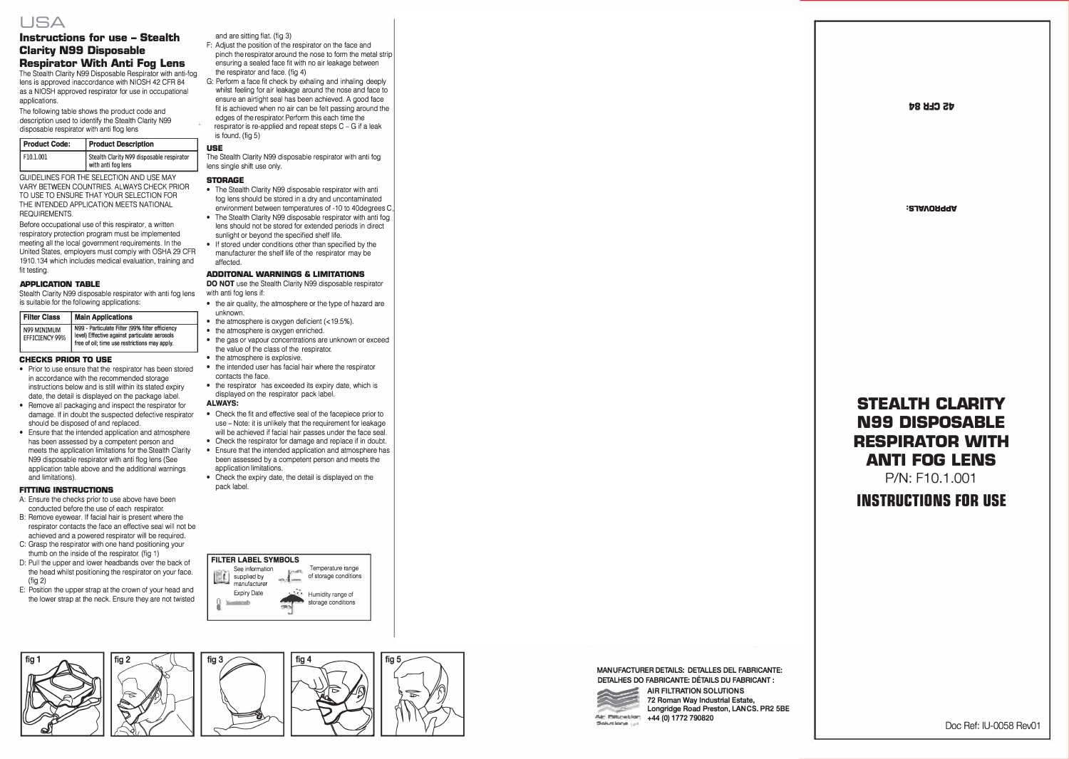USA

# Instructions for use – Stealth Clarity N99 Disposable Respirator With Anti Fog Lens

The Stealth Clarity N99 Disposable Respirator with anti-fog lens is approved inaccordance with NIOSH 42 CFR 84 as a NIOSH approved respirator for use in occupational applications.

The following table shows the product code and description used to identify the Stealth Clarity N99 disposable respirator with anti flog lens

| Product Code: | Product Description |
| --- | --- |
| F10.1.001 | Stealth Clarity N99 disposable respirator with anti fog lens |

GUIDELINES FOR THE SELECTION AND USE MAY VARY BETWEEN COUNTRIES. ALWAYS CHECK PRIOR TO USE TO ENSURE THAT YOUR SELECTION FOR THE INTENDED APPLICATION MEETS NATIONAL REQUIREMENTS.

Before occupational use of this respirator, a written respiratory protection program must be implemented meeting all the local government requirements. In the United States, employers must comply with OSHA 29 CFR 1910.134 which includes medical evaluation, training and fit testing.

## APPLICATION TABLE

Stealth Clarity N99 disposable respirator with anti fog lens is suitable for the following applications:

| Filter Class | Main Applications |
| --- | --- |
| N99 MINIMUM EFFICIENCY 99% | N99 - Particulate Filter (99% filter efficiency level) Effective against particulate aerosols free of oil; time use restrictions may apply. |

## CHECKS PRIOR TO USE

- Prior to use ensure that the respirator has been stored in accordance with the recommended storage instructions below and is still within its stated expiry date, the detail is displayed on the package label.
- Remove all packaging and inspect the respirator for damage. If in doubt the suspected defective respirator should be disposed of and replaced.
- Ensure that the intended application and atmosphere has been assessed by a competent person and meets the application limitations for the Stealth Clarity N99 disposable respirator with anti flog lens (See application table above and the additional warnings and limitations).

## FITTING INSTRUCTIONS

A: Ensure the checks prior to use above have been conducted before the use of each respirator.

B: Remove eyewear. If facial hair is present where the respirator contacts the face an effective seal will not be achieved and a powered respirator will be required.

C: Grasp the respirator with one hand positioning your thumb on the inside of the respirator. (fig 1)

D: Pull the upper and lower headbands over the back of the head whilst positioning the respirator on your face. (fig 2)

E: Position the upper strap at the crown of your head and the lower strap at the neck. Ensure they are not twisted and are sitting flat. (fig 3)

F: Adjust the position of the respirator on the face and pinch the respirator around the nose to form the metal strip ensuring a sealed face fit with no air leakage between the respirator and face. (fig 4)

G: Perform a face fit check by exhaling and inhaling deeply whilst feeling for air leakage around the nose and face to ensure an airtight seal has been achieved. A good face fit is achieved when no air can be felt passing around the edges of the respirator. Perform this each time the respirator is re-applied and repeat steps C – G if a leak is found. (fig 5)

## USE

The Stealth Clarity N99 disposable respirator with anti fog lens single shift use only.

## STORAGE

- The Stealth Clarity N99 disposable respirator with anti fog lens should be stored in a dry and uncontaminated environment between temperatures of -10 to 40degrees C.
- The Stealth Clarity N99 disposable respirator with anti fog lens should not be stored for extended periods in direct sunlight or beyond the specified shelf life.
- If stored under conditions other than specified by the manufacturer the shelf life of the respirator may be affected.

## ADDITONAL WARNINGS & LIMITATIONS

**DO NOT** use the Stealth Clarity N99 disposable respirator with anti fog lens if:

- the air quality, the atmosphere or the type of hazard are unknown.
- the atmosphere is oxygen deficient (<19.5%).
- the atmosphere is oxygen enriched.
- the gas or vapour concentrations are unknown or exceed the value of the class of the respirator.
- the atmosphere is explosive.
- the intended user has facial hair where the respirator contacts the face.
- the respirator has exceeded its expiry date, which is displayed on the respirator pack label.

**ALWAYS:**

- Check the fit and effective seal of the facepiece prior to use – Note: it is unlikely that the requirement for leakage will be achieved if facial hair passes under the face seal.
- Check the respirator for damage and replace if in doubt.
- Ensure that the intended application and atmosphere has been assessed by a competent person and meets the application limitations.
- Check the expiry date, the detail is displayed on the pack label.

**FILTER LABEL SYMBOLS**

- See information supplied by manufacturer
- Temperature range of storage conditions
- Expiry Date
- Humidity range of storage conditions

fig 1 fig 2 fig 3 fig 4 fig 5

MANUFACTURER DETAILS: DETALLES DEL FABRICANTE: DETALHES DO FABRICANTE: DÉTAILS DU FABRICANT :

AIR FILTRATION SOLUTIONS
72 Roman Way Industrial Estate,
Longridge Road Preston, LANCS. PR2 5BE
+44 (0) 1772 790820

APPROVALS:

42 CFR 84

# STEALTH CLARITY N99 DISPOSABLE RESPIRATOR WITH ANTI FOG LENS

P/N: F10.1.001

# INSTRUCTIONS FOR USE

Doc Ref: IU-0058 Rev01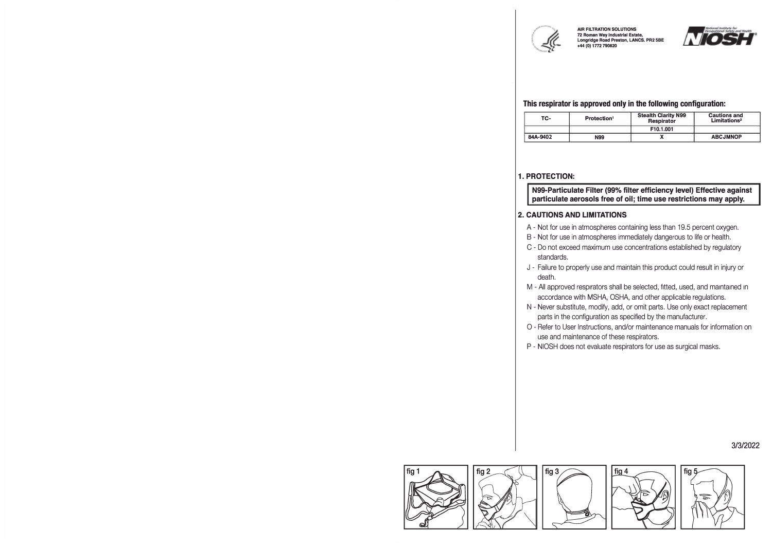AIR FILTRATION SOLUTIONS
72 Roman Way Industrial Estate,
Longridge Road Preston, LANCS. PR2 5BE
+44 (0) 1772 790820

NIOSH National Institute for Occupational Safety and Health

**This respirator is approved only in the following configuration:**

| TC- | Protection[1] | Stealth Clarity N99 Respirator | Cautions and Limitations[2] |
|---|---|---|---|
| | | F10.1.001 | |
| 84A-9402 | N99 | X | ABCJMNOP |

### 1. PROTECTION:

**N99-Particulate Filter (99% filter efficiency level) Effective against particulate aerosols free of oil; time use restrictions may apply.**

### 2. CAUTIONS AND LIMITATIONS

A - Not for use in atmospheres containing less than 19.5 percent oxygen.
B - Not for use in atmospheres immediately dangerous to life or health.
C - Do not exceed maximum use concentrations established by regulatory standards.
J - Failure to properly use and maintain this product could result in injury or death.
M - All approved respirators shall be selected, fitted, used, and maintained in accordance with MSHA, OSHA, and other applicable regulations.
N - Never substitute, modify, add, or omit parts. Use only exact replacement parts in the configuration as specified by the manufacturer.
O - Refer to User Instructions, and/or maintenance manuals for information on use and maintenance of these respirators.
P - NIOSH does not evaluate respirators for use as surgical masks.

3/3/2022

fig 1

fig 2

fig 3

fig 4

fig 5